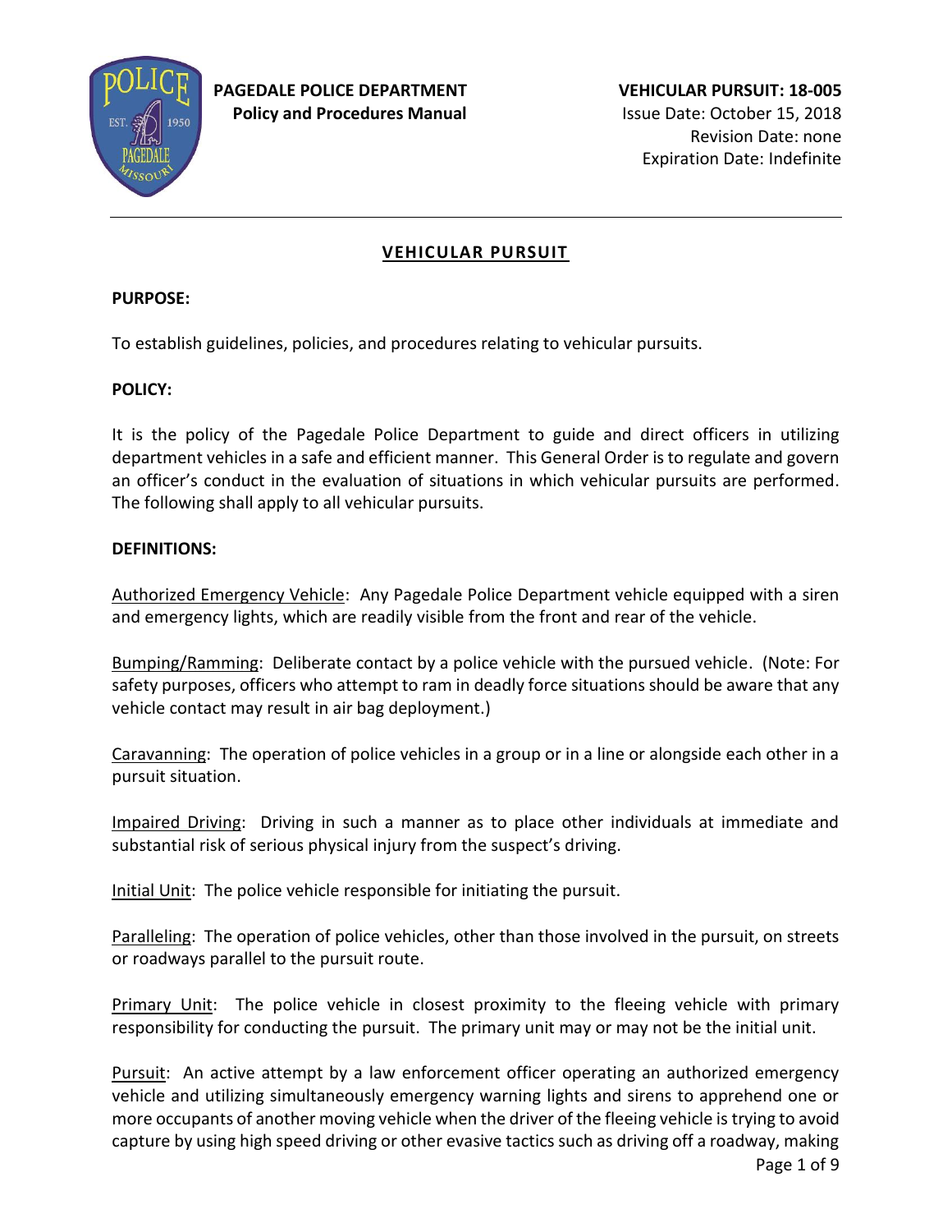**PAGEDALE POLICE DEPARTMENT**
**Policy and Procedures Manual**

**VEHICULAR PURSUIT: 18-005**
Issue Date: October 15, 2018
Revision Date: none
Expiration Date: Indefinite

# VEHICULAR PURSUIT

**PURPOSE:**

To establish guidelines, policies, and procedures relating to vehicular pursuits.

**POLICY:**

It is the policy of the Pagedale Police Department to guide and direct officers in utilizing department vehicles in a safe and efficient manner. This General Order is to regulate and govern an officer's conduct in the evaluation of situations in which vehicular pursuits are performed. The following shall apply to all vehicular pursuits.

**DEFINITIONS:**

<u>Authorized Emergency Vehicle</u>: Any Pagedale Police Department vehicle equipped with a siren and emergency lights, which are readily visible from the front and rear of the vehicle.

<u>Bumping/Ramming</u>: Deliberate contact by a police vehicle with the pursued vehicle. (Note: For safety purposes, officers who attempt to ram in deadly force situations should be aware that any vehicle contact may result in air bag deployment.)

<u>Caravanning</u>: The operation of police vehicles in a group or in a line or alongside each other in a pursuit situation.

<u>Impaired Driving</u>: Driving in such a manner as to place other individuals at immediate and substantial risk of serious physical injury from the suspect's driving.

<u>Initial Unit</u>: The police vehicle responsible for initiating the pursuit.

<u>Paralleling</u>: The operation of police vehicles, other than those involved in the pursuit, on streets or roadways parallel to the pursuit route.

<u>Primary Unit</u>: The police vehicle in closest proximity to the fleeing vehicle with primary responsibility for conducting the pursuit. The primary unit may or may not be the initial unit.

<u>Pursuit</u>: An active attempt by a law enforcement officer operating an authorized emergency vehicle and utilizing simultaneously emergency warning lights and sirens to apprehend one or more occupants of another moving vehicle when the driver of the fleeing vehicle is trying to avoid capture by using high speed driving or other evasive tactics such as driving off a roadway, making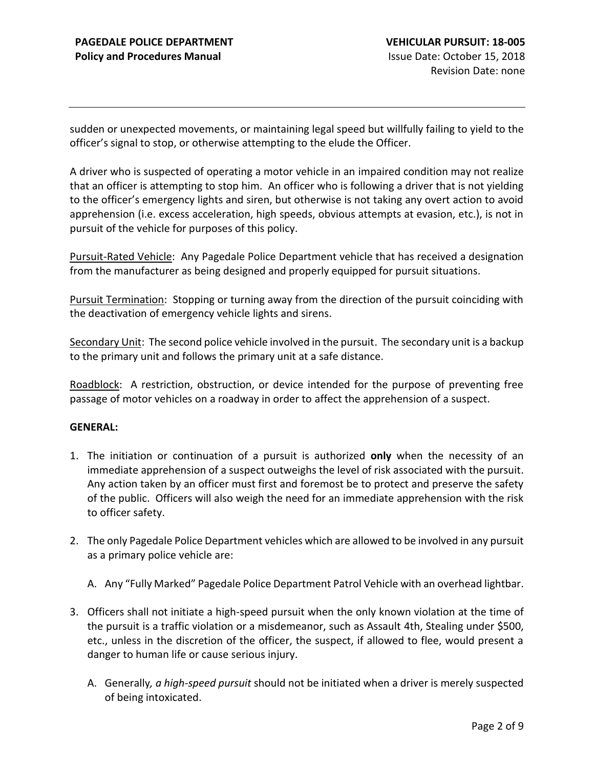sudden or unexpected movements, or maintaining legal speed but willfully failing to yield to the officer's signal to stop, or otherwise attempting to the elude the Officer.

A driver who is suspected of operating a motor vehicle in an impaired condition may not realize that an officer is attempting to stop him. An officer who is following a driver that is not yielding to the officer's emergency lights and siren, but otherwise is not taking any overt action to avoid apprehension (i.e. excess acceleration, high speeds, obvious attempts at evasion, etc.), is not in pursuit of the vehicle for purposes of this policy.

Pursuit-Rated Vehicle: Any Pagedale Police Department vehicle that has received a designation from the manufacturer as being designed and properly equipped for pursuit situations.

Pursuit Termination: Stopping or turning away from the direction of the pursuit coinciding with the deactivation of emergency vehicle lights and sirens.

Secondary Unit: The second police vehicle involved in the pursuit. The secondary unit is a backup to the primary unit and follows the primary unit at a safe distance.

Roadblock: A restriction, obstruction, or device intended for the purpose of preventing free passage of motor vehicles on a roadway in order to affect the apprehension of a suspect.

**GENERAL:**

1. The initiation or continuation of a pursuit is authorized **only** when the necessity of an immediate apprehension of a suspect outweighs the level of risk associated with the pursuit. Any action taken by an officer must first and foremost be to protect and preserve the safety of the public. Officers will also weigh the need for an immediate apprehension with the risk to officer safety.

2. The only Pagedale Police Department vehicles which are allowed to be involved in any pursuit as a primary police vehicle are:

   A. Any "Fully Marked" Pagedale Police Department Patrol Vehicle with an overhead lightbar.

3. Officers shall not initiate a high-speed pursuit when the only known violation at the time of the pursuit is a traffic violation or a misdemeanor, such as Assault 4th, Stealing under $500, etc., unless in the discretion of the officer, the suspect, if allowed to flee, would present a danger to human life or cause serious injury.

   A. Generally*, a high-speed pursuit* should not be initiated when a driver is merely suspected of being intoxicated.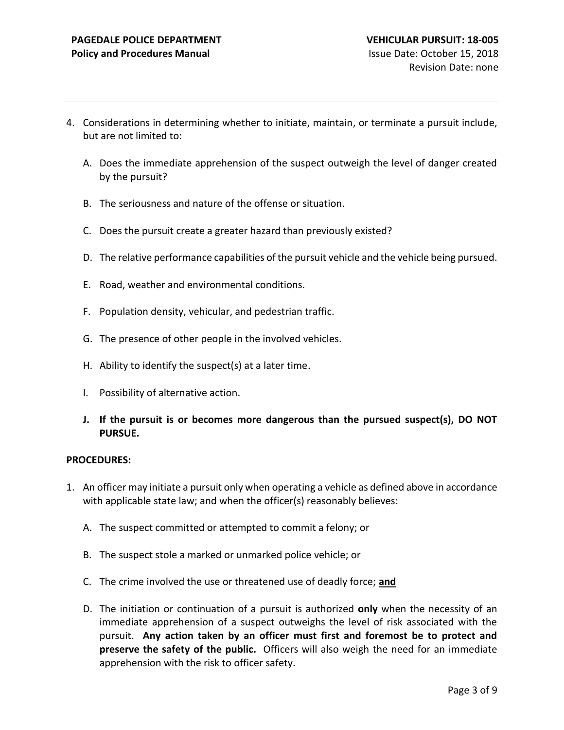4. Considerations in determining whether to initiate, maintain, or terminate a pursuit include, but are not limited to:

   A. Does the immediate apprehension of the suspect outweigh the level of danger created by the pursuit?

   B. The seriousness and nature of the offense or situation.

   C. Does the pursuit create a greater hazard than previously existed?

   D. The relative performance capabilities of the pursuit vehicle and the vehicle being pursued.

   E. Road, weather and environmental conditions.

   F. Population density, vehicular, and pedestrian traffic.

   G. The presence of other people in the involved vehicles.

   H. Ability to identify the suspect(s) at a later time.

   I. Possibility of alternative action.

   **J. If the pursuit is or becomes more dangerous than the pursued suspect(s), DO NOT PURSUE.**

**PROCEDURES:**

1. An officer may initiate a pursuit only when operating a vehicle as defined above in accordance with applicable state law; and when the officer(s) reasonably believes:

   A. The suspect committed or attempted to commit a felony; or

   B. The suspect stole a marked or unmarked police vehicle; or

   C. The crime involved the use or threatened use of deadly force; **and**

   D. The initiation or continuation of a pursuit is authorized **only** when the necessity of an immediate apprehension of a suspect outweighs the level of risk associated with the pursuit. **Any action taken by an officer must first and foremost be to protect and preserve the safety of the public.** Officers will also weigh the need for an immediate apprehension with the risk to officer safety.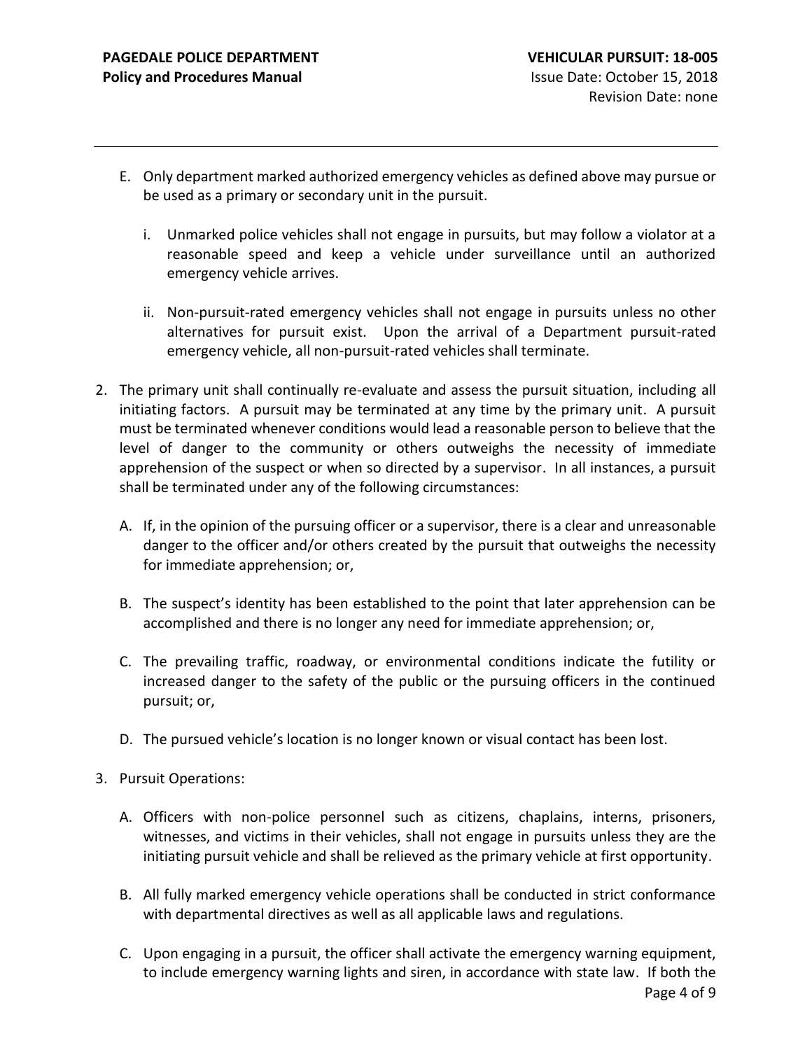E. Only department marked authorized emergency vehicles as defined above may pursue or be used as a primary or secondary unit in the pursuit.

   i. Unmarked police vehicles shall not engage in pursuits, but may follow a violator at a reasonable speed and keep a vehicle under surveillance until an authorized emergency vehicle arrives.

   ii. Non-pursuit-rated emergency vehicles shall not engage in pursuits unless no other alternatives for pursuit exist. Upon the arrival of a Department pursuit-rated emergency vehicle, all non-pursuit-rated vehicles shall terminate.

2. The primary unit shall continually re-evaluate and assess the pursuit situation, including all initiating factors. A pursuit may be terminated at any time by the primary unit. A pursuit must be terminated whenever conditions would lead a reasonable person to believe that the level of danger to the community or others outweighs the necessity of immediate apprehension of the suspect or when so directed by a supervisor. In all instances, a pursuit shall be terminated under any of the following circumstances:

   A. If, in the opinion of the pursuing officer or a supervisor, there is a clear and unreasonable danger to the officer and/or others created by the pursuit that outweighs the necessity for immediate apprehension; or,

   B. The suspect's identity has been established to the point that later apprehension can be accomplished and there is no longer any need for immediate apprehension; or,

   C. The prevailing traffic, roadway, or environmental conditions indicate the futility or increased danger to the safety of the public or the pursuing officers in the continued pursuit; or,

   D. The pursued vehicle's location is no longer known or visual contact has been lost.

3. Pursuit Operations:

   A. Officers with non-police personnel such as citizens, chaplains, interns, prisoners, witnesses, and victims in their vehicles, shall not engage in pursuits unless they are the initiating pursuit vehicle and shall be relieved as the primary vehicle at first opportunity.

   B. All fully marked emergency vehicle operations shall be conducted in strict conformance with departmental directives as well as all applicable laws and regulations.

   C. Upon engaging in a pursuit, the officer shall activate the emergency warning equipment, to include emergency warning lights and siren, in accordance with state law. If both the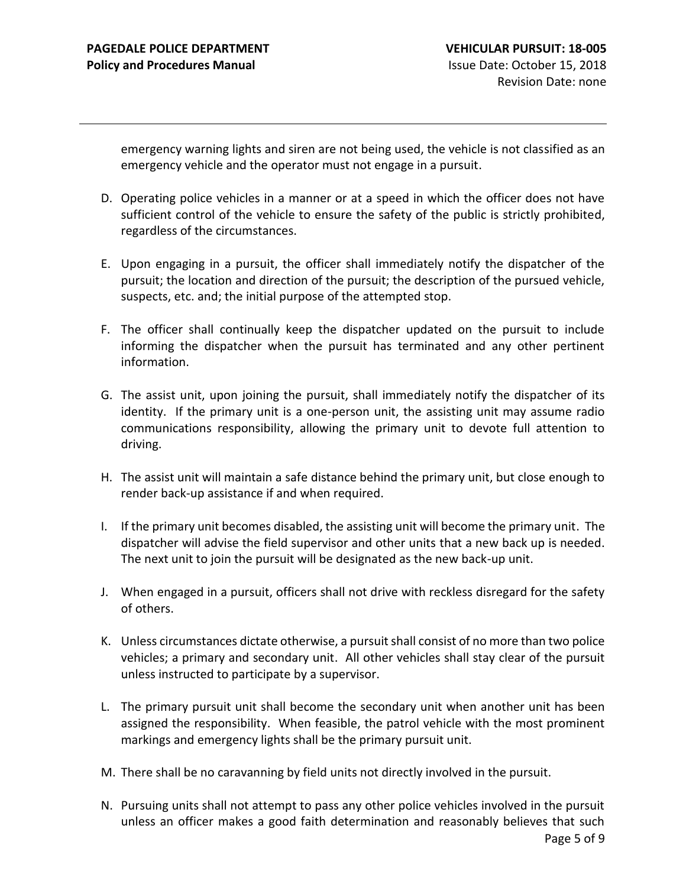emergency warning lights and siren are not being used, the vehicle is not classified as an emergency vehicle and the operator must not engage in a pursuit.

D. Operating police vehicles in a manner or at a speed in which the officer does not have sufficient control of the vehicle to ensure the safety of the public is strictly prohibited, regardless of the circumstances.

E. Upon engaging in a pursuit, the officer shall immediately notify the dispatcher of the pursuit; the location and direction of the pursuit; the description of the pursued vehicle, suspects, etc. and; the initial purpose of the attempted stop.

F. The officer shall continually keep the dispatcher updated on the pursuit to include informing the dispatcher when the pursuit has terminated and any other pertinent information.

G. The assist unit, upon joining the pursuit, shall immediately notify the dispatcher of its identity. If the primary unit is a one-person unit, the assisting unit may assume radio communications responsibility, allowing the primary unit to devote full attention to driving.

H. The assist unit will maintain a safe distance behind the primary unit, but close enough to render back-up assistance if and when required.

I. If the primary unit becomes disabled, the assisting unit will become the primary unit. The dispatcher will advise the field supervisor and other units that a new back up is needed. The next unit to join the pursuit will be designated as the new back-up unit.

J. When engaged in a pursuit, officers shall not drive with reckless disregard for the safety of others.

K. Unless circumstances dictate otherwise, a pursuit shall consist of no more than two police vehicles; a primary and secondary unit. All other vehicles shall stay clear of the pursuit unless instructed to participate by a supervisor.

L. The primary pursuit unit shall become the secondary unit when another unit has been assigned the responsibility. When feasible, the patrol vehicle with the most prominent markings and emergency lights shall be the primary pursuit unit.

M. There shall be no caravanning by field units not directly involved in the pursuit.

N. Pursuing units shall not attempt to pass any other police vehicles involved in the pursuit unless an officer makes a good faith determination and reasonably believes that such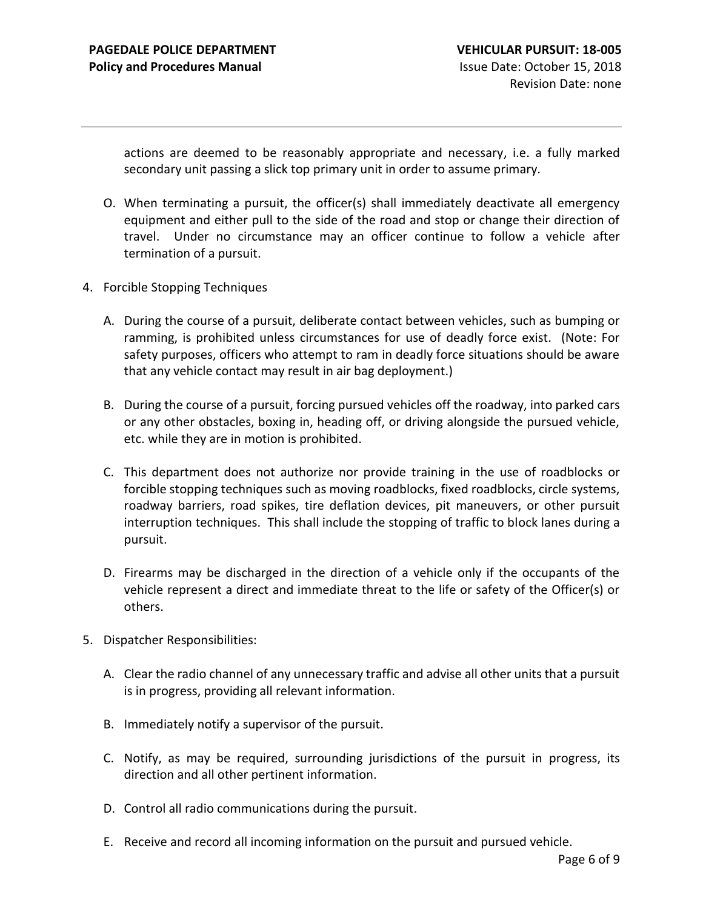actions are deemed to be reasonably appropriate and necessary, i.e. a fully marked secondary unit passing a slick top primary unit in order to assume primary.

O. When terminating a pursuit, the officer(s) shall immediately deactivate all emergency equipment and either pull to the side of the road and stop or change their direction of travel. Under no circumstance may an officer continue to follow a vehicle after termination of a pursuit.

4. Forcible Stopping Techniques

   A. During the course of a pursuit, deliberate contact between vehicles, such as bumping or ramming, is prohibited unless circumstances for use of deadly force exist. (Note: For safety purposes, officers who attempt to ram in deadly force situations should be aware that any vehicle contact may result in air bag deployment.)

   B. During the course of a pursuit, forcing pursued vehicles off the roadway, into parked cars or any other obstacles, boxing in, heading off, or driving alongside the pursued vehicle, etc. while they are in motion is prohibited.

   C. This department does not authorize nor provide training in the use of roadblocks or forcible stopping techniques such as moving roadblocks, fixed roadblocks, circle systems, roadway barriers, road spikes, tire deflation devices, pit maneuvers, or other pursuit interruption techniques. This shall include the stopping of traffic to block lanes during a pursuit.

   D. Firearms may be discharged in the direction of a vehicle only if the occupants of the vehicle represent a direct and immediate threat to the life or safety of the Officer(s) or others.

5. Dispatcher Responsibilities:

   A. Clear the radio channel of any unnecessary traffic and advise all other units that a pursuit is in progress, providing all relevant information.

   B. Immediately notify a supervisor of the pursuit.

   C. Notify, as may be required, surrounding jurisdictions of the pursuit in progress, its direction and all other pertinent information.

   D. Control all radio communications during the pursuit.

   E. Receive and record all incoming information on the pursuit and pursued vehicle.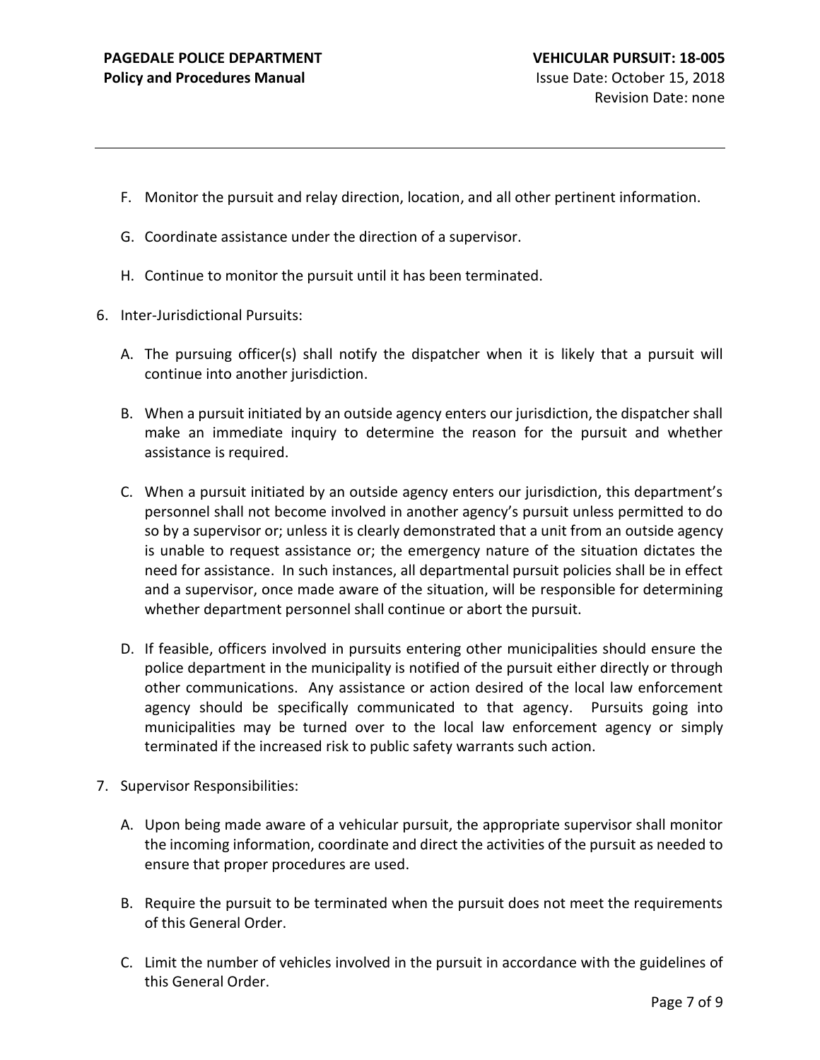F. Monitor the pursuit and relay direction, location, and all other pertinent information.

G. Coordinate assistance under the direction of a supervisor.

H. Continue to monitor the pursuit until it has been terminated.

6. Inter-Jurisdictional Pursuits:

   A. The pursuing officer(s) shall notify the dispatcher when it is likely that a pursuit will continue into another jurisdiction.

   B. When a pursuit initiated by an outside agency enters our jurisdiction, the dispatcher shall make an immediate inquiry to determine the reason for the pursuit and whether assistance is required.

   C. When a pursuit initiated by an outside agency enters our jurisdiction, this department's personnel shall not become involved in another agency's pursuit unless permitted to do so by a supervisor or; unless it is clearly demonstrated that a unit from an outside agency is unable to request assistance or; the emergency nature of the situation dictates the need for assistance. In such instances, all departmental pursuit policies shall be in effect and a supervisor, once made aware of the situation, will be responsible for determining whether department personnel shall continue or abort the pursuit.

   D. If feasible, officers involved in pursuits entering other municipalities should ensure the police department in the municipality is notified of the pursuit either directly or through other communications. Any assistance or action desired of the local law enforcement agency should be specifically communicated to that agency. Pursuits going into municipalities may be turned over to the local law enforcement agency or simply terminated if the increased risk to public safety warrants such action.

7. Supervisor Responsibilities:

   A. Upon being made aware of a vehicular pursuit, the appropriate supervisor shall monitor the incoming information, coordinate and direct the activities of the pursuit as needed to ensure that proper procedures are used.

   B. Require the pursuit to be terminated when the pursuit does not meet the requirements of this General Order.

   C. Limit the number of vehicles involved in the pursuit in accordance with the guidelines of this General Order.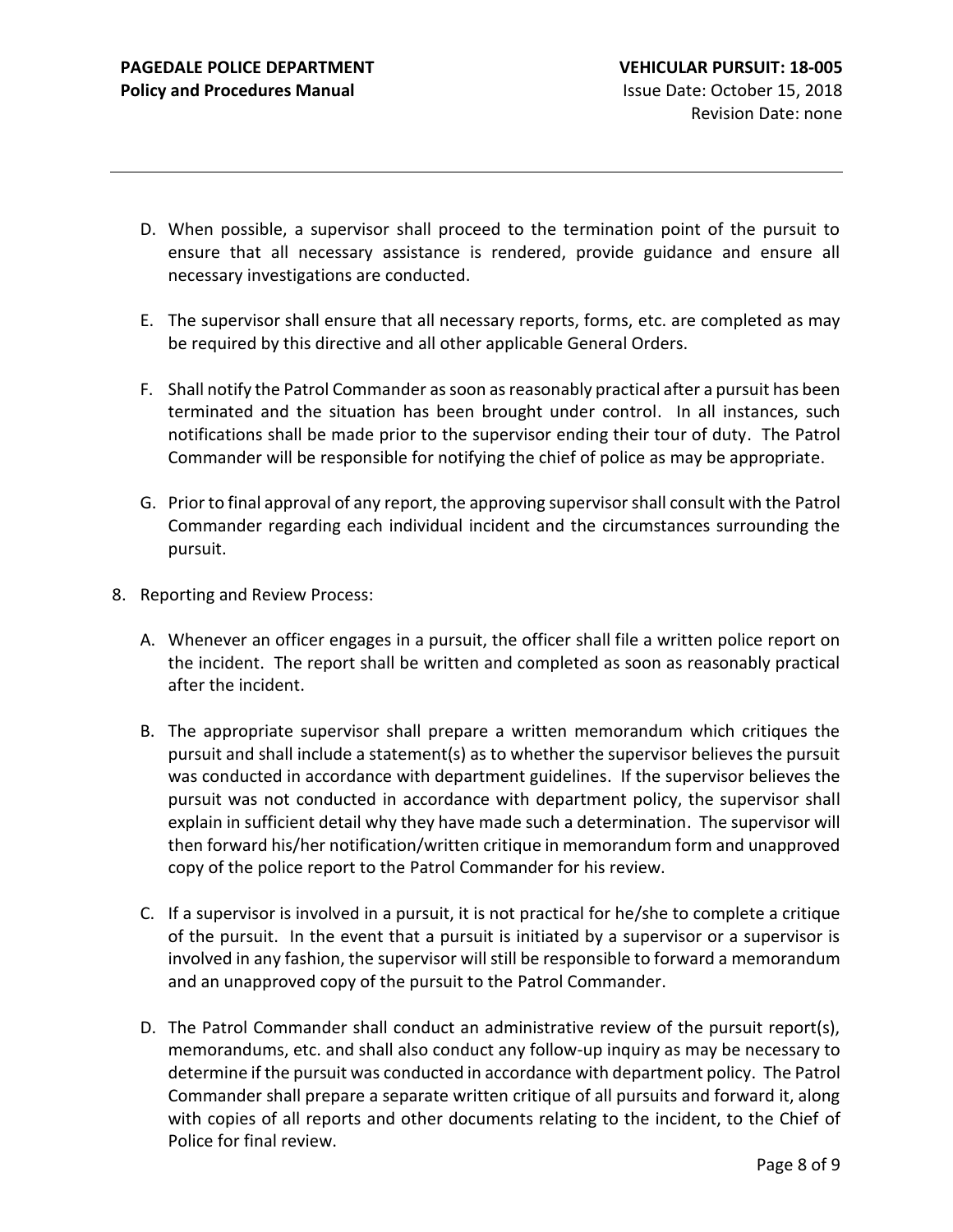D. When possible, a supervisor shall proceed to the termination point of the pursuit to ensure that all necessary assistance is rendered, provide guidance and ensure all necessary investigations are conducted.

E. The supervisor shall ensure that all necessary reports, forms, etc. are completed as may be required by this directive and all other applicable General Orders.

F. Shall notify the Patrol Commander as soon as reasonably practical after a pursuit has been terminated and the situation has been brought under control. In all instances, such notifications shall be made prior to the supervisor ending their tour of duty. The Patrol Commander will be responsible for notifying the chief of police as may be appropriate.

G. Prior to final approval of any report, the approving supervisor shall consult with the Patrol Commander regarding each individual incident and the circumstances surrounding the pursuit.

8. Reporting and Review Process:

   A. Whenever an officer engages in a pursuit, the officer shall file a written police report on the incident. The report shall be written and completed as soon as reasonably practical after the incident.

   B. The appropriate supervisor shall prepare a written memorandum which critiques the pursuit and shall include a statement(s) as to whether the supervisor believes the pursuit was conducted in accordance with department guidelines. If the supervisor believes the pursuit was not conducted in accordance with department policy, the supervisor shall explain in sufficient detail why they have made such a determination. The supervisor will then forward his/her notification/written critique in memorandum form and unapproved copy of the police report to the Patrol Commander for his review.

   C. If a supervisor is involved in a pursuit, it is not practical for he/she to complete a critique of the pursuit. In the event that a pursuit is initiated by a supervisor or a supervisor is involved in any fashion, the supervisor will still be responsible to forward a memorandum and an unapproved copy of the pursuit to the Patrol Commander.

   D. The Patrol Commander shall conduct an administrative review of the pursuit report(s), memorandums, etc. and shall also conduct any follow-up inquiry as may be necessary to determine if the pursuit was conducted in accordance with department policy. The Patrol Commander shall prepare a separate written critique of all pursuits and forward it, along with copies of all reports and other documents relating to the incident, to the Chief of Police for final review.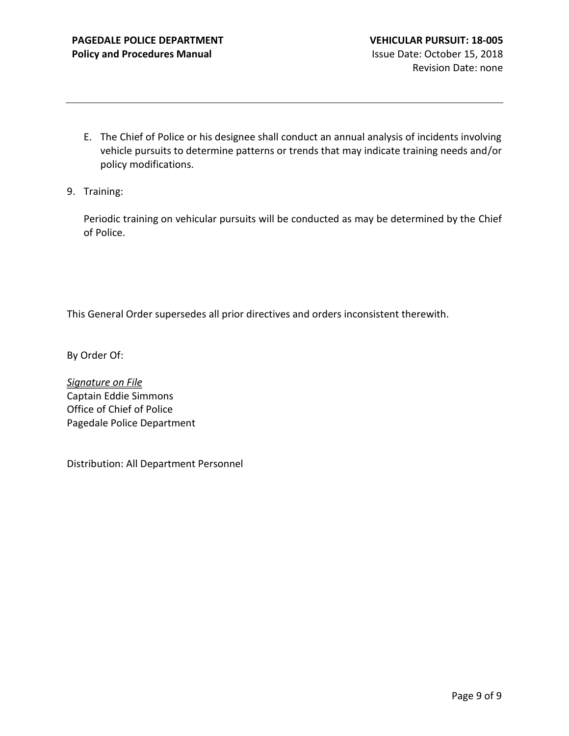E. The Chief of Police or his designee shall conduct an annual analysis of incidents involving vehicle pursuits to determine patterns or trends that may indicate training needs and/or policy modifications.

9. Training:

   Periodic training on vehicular pursuits will be conducted as may be determined by the Chief of Police.

This General Order supersedes all prior directives and orders inconsistent therewith.

By Order Of:

*Signature on File*
Captain Eddie Simmons
Office of Chief of Police
Pagedale Police Department

Distribution: All Department Personnel